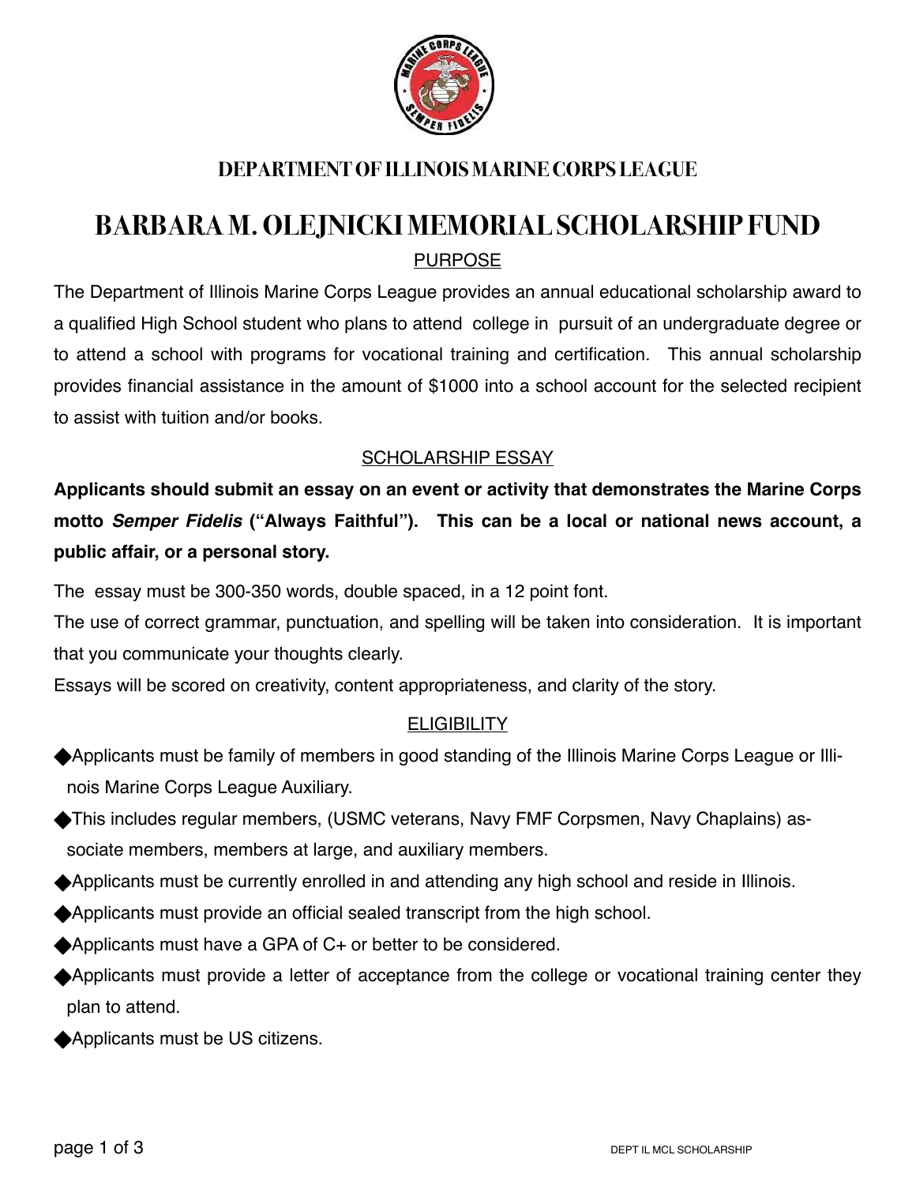## DEPARTMENT OF ILLINOIS MARINE CORPS LEAGUE

# BARBARA M. OLEJNICKI MEMORIAL SCHOLARSHIP FUND

### PURPOSE

The Department of Illinois Marine Corps League provides an annual educational scholarship award to a qualified High School student who plans to attend college in pursuit of an undergraduate degree or to attend a school with programs for vocational training and certification. This annual scholarship provides financial assistance in the amount of $1000 into a school account for the selected recipient to assist with tuition and/or books.

### SCHOLARSHIP ESSAY

**Applicants should submit an essay on an event or activity that demonstrates the Marine Corps motto *Semper Fidelis* ("Always Faithful"). This can be a local or national news account, a public affair, or a personal story.**

The essay must be 300-350 words, double spaced, in a 12 point font.
The use of correct grammar, punctuation, and spelling will be taken into consideration. It is important that you communicate your thoughts clearly.
Essays will be scored on creativity, content appropriateness, and clarity of the story.

### ELIGIBILITY

- ◆Applicants must be family of members in good standing of the Illinois Marine Corps League or Illinois Marine Corps League Auxiliary.
- ◆This includes regular members, (USMC veterans, Navy FMF Corpsmen, Navy Chaplains) associate members, members at large, and auxiliary members.
- ◆Applicants must be currently enrolled in and attending any high school and reside in Illinois.
- ◆Applicants must provide an official sealed transcript from the high school.
- ◆Applicants must have a GPA of C+ or better to be considered.
- ◆Applicants must provide a letter of acceptance from the college or vocational training center they plan to attend.
- ◆Applicants must be US citizens.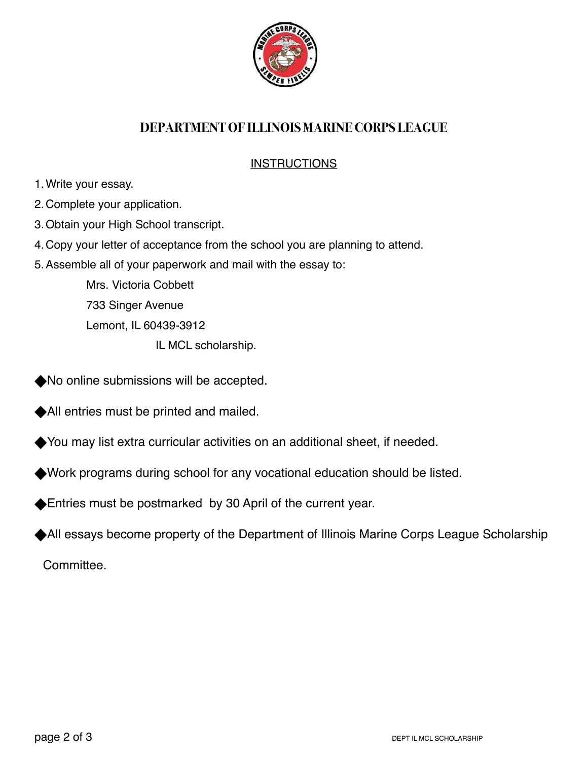# DEPARTMENT OF ILLINOIS MARINE CORPS LEAGUE

## INSTRUCTIONS

1. Write your essay.
2. Complete your application.
3. Obtain your High School transcript.
4. Copy your letter of acceptance from the school you are planning to attend.
5. Assemble all of your paperwork and mail with the essay to:

   Mrs. Victoria Cobbett
   733 Singer Avenue
   Lemont, IL 60439-3912
   IL MCL scholarship.

- No online submissions will be accepted.
- All entries must be printed and mailed.
- You may list extra curricular activities on an additional sheet, if needed.
- Work programs during school for any vocational education should be listed.
- Entries must be postmarked by 30 April of the current year.
- All essays become property of the Department of Illinois Marine Corps League Scholarship Committee.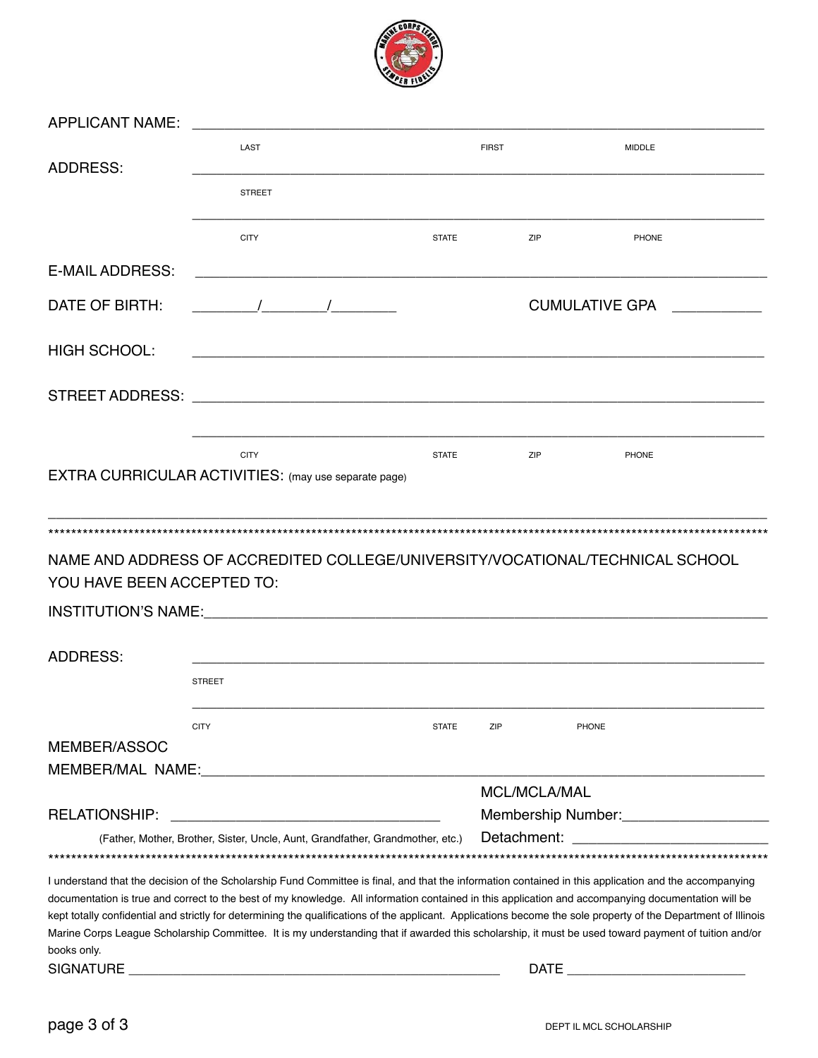APPLICANT NAME: ____________________________________________________________

LAST FIRST MIDDLE

ADDRESS: ____________________________________________________________

STREET

____________________________________________________________

CITY STATE ZIP PHONE

E-MAIL ADDRESS: ____________________________________________________________

DATE OF BIRTH: ________/________/________ CUMULATIVE GPA ___________

HIGH SCHOOL: ____________________________________________________________

STREET ADDRESS: ____________________________________________________________

____________________________________________________________

CITY STATE ZIP PHONE

EXTRA CURRICULAR ACTIVITIES: (may use separate page)

____________________________________________________________

*****************************************************************************************************************

NAME AND ADDRESS OF ACCREDITED COLLEGE/UNIVERSITY/VOCATIONAL/TECHNICAL SCHOOL YOU HAVE BEEN ACCEPTED TO:

INSTITUTION'S NAME:____________________________________________________________

ADDRESS: ____________________________________________________________

STREET

____________________________________________________________

CITY STATE ZIP PHONE

MEMBER/ASSOC
MEMBER/MAL NAME:____________________________________________________________

RELATIONSHIP: ___________________________________

(Father, Mother, Brother, Sister, Uncle, Aunt, Grandfather, Grandmother, etc.)

MCL/MCLA/MAL
Membership Number:__________________

Detachment: _________________________

*****************************************************************************************************************

I understand that the decision of the Scholarship Fund Committee is final, and that the information contained in this application and the accompanying documentation is true and correct to the best of my knowledge. All information contained in this application and accompanying documentation will be kept totally confidential and strictly for determining the qualifications of the applicant. Applications become the sole property of the Department of Illinois Marine Corps League Scholarship Committee. It is my understanding that if awarded this scholarship, it must be used toward payment of tuition and/or books only.

SIGNATURE ___________________________________________________ DATE ________________________

DEPT IL MCL SCHOLARSHIP